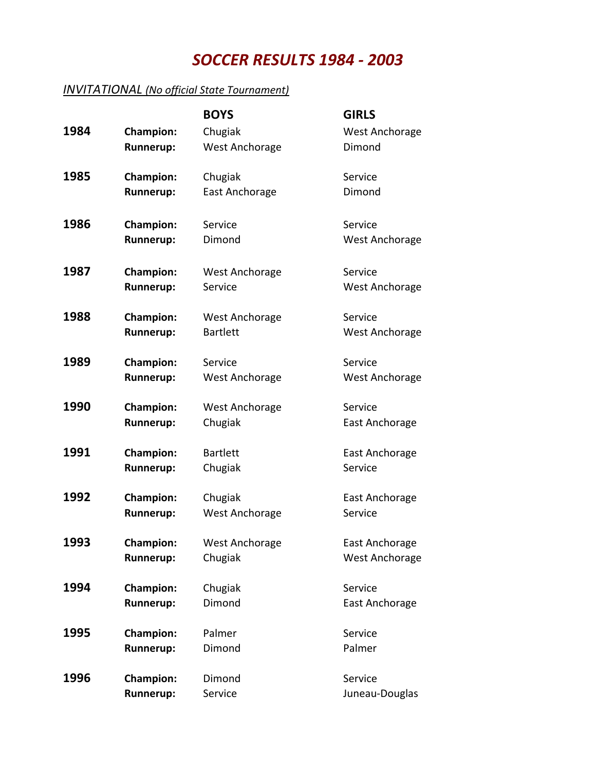# *SOCCER RESULTS 1984 - 2003*

*INVITATIONAL (No official State Tournament)*

| | | **BOYS** | **GIRLS** |
|---|---|---|---|
| **1984** | **Champion:** | Chugiak | West Anchorage |
| | **Runnerup:** | West Anchorage | Dimond |
| **1985** | **Champion:** | Chugiak | Service |
| | **Runnerup:** | East Anchorage | Dimond |
| **1986** | **Champion:** | Service | Service |
| | **Runnerup:** | Dimond | West Anchorage |
| **1987** | **Champion:** | West Anchorage | Service |
| | **Runnerup:** | Service | West Anchorage |
| **1988** | **Champion:** | West Anchorage | Service |
| | **Runnerup:** | Bartlett | West Anchorage |
| **1989** | **Champion:** | Service | Service |
| | **Runnerup:** | West Anchorage | West Anchorage |
| **1990** | **Champion:** | West Anchorage | Service |
| | **Runnerup:** | Chugiak | East Anchorage |
| **1991** | **Champion:** | Bartlett | East Anchorage |
| | **Runnerup:** | Chugiak | Service |
| **1992** | **Champion:** | Chugiak | East Anchorage |
| | **Runnerup:** | West Anchorage | Service |
| **1993** | **Champion:** | West Anchorage | East Anchorage |
| | **Runnerup:** | Chugiak | West Anchorage |
| **1994** | **Champion:** | Chugiak | Service |
| | **Runnerup:** | Dimond | East Anchorage |
| **1995** | **Champion:** | Palmer | Service |
| | **Runnerup:** | Dimond | Palmer |
| **1996** | **Champion:** | Dimond | Service |
| | **Runnerup:** | Service | Juneau-Douglas |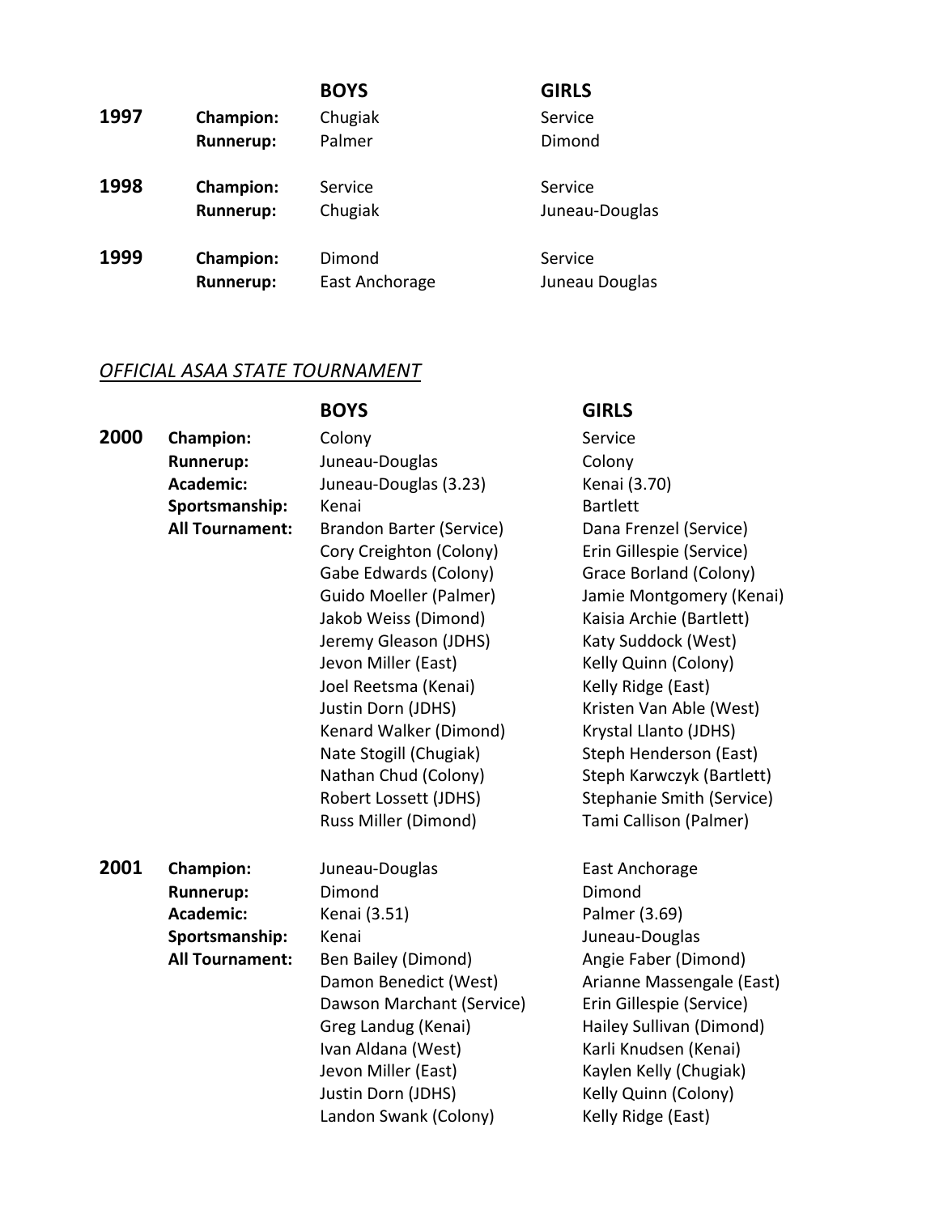| | | BOYS | GIRLS |
|---|---|---|---|
| **1997** | **Champion:** | Chugiak | Service |
| | **Runnerup:** | Palmer | Dimond |
| **1998** | **Champion:** | Service | Service |
| | **Runnerup:** | Chugiak | Juneau-Douglas |
| **1999** | **Champion:** | Dimond | Service |
| | **Runnerup:** | East Anchorage | Juneau Douglas |

## *OFFICIAL ASAA STATE TOURNAMENT*

| | | BOYS | GIRLS |
|---|---|---|---|
| **2000** | **Champion:** | Colony | Service |
| | **Runnerup:** | Juneau-Douglas | Colony |
| | **Academic:** | Juneau-Douglas (3.23) | Kenai (3.70) |
| | **Sportsmanship:** | Kenai | Bartlett |
| | **All Tournament:** | Brandon Barter (Service) | Dana Frenzel (Service) |
| | | Cory Creighton (Colony) | Erin Gillespie (Service) |
| | | Gabe Edwards (Colony) | Grace Borland (Colony) |
| | | Guido Moeller (Palmer) | Jamie Montgomery (Kenai) |
| | | Jakob Weiss (Dimond) | Kaisia Archie (Bartlett) |
| | | Jeremy Gleason (JDHS) | Katy Suddock (West) |
| | | Jevon Miller (East) | Kelly Quinn (Colony) |
| | | Joel Reetsma (Kenai) | Kelly Ridge (East) |
| | | Justin Dorn (JDHS) | Kristen Van Able (West) |
| | | Kenard Walker (Dimond) | Krystal Llanto (JDHS) |
| | | Nate Stogill (Chugiak) | Steph Henderson (East) |
| | | Nathan Chud (Colony) | Steph Karwczyk (Bartlett) |
| | | Robert Lossett (JDHS) | Stephanie Smith (Service) |
| | | Russ Miller (Dimond) | Tami Callison (Palmer) |
| **2001** | **Champion:** | Juneau-Douglas | East Anchorage |
| | **Runnerup:** | Dimond | Dimond |
| | **Academic:** | Kenai (3.51) | Palmer (3.69) |
| | **Sportsmanship:** | Kenai | Juneau-Douglas |
| | **All Tournament:** | Ben Bailey (Dimond) | Angie Faber (Dimond) |
| | | Damon Benedict (West) | Arianne Massengale (East) |
| | | Dawson Marchant (Service) | Erin Gillespie (Service) |
| | | Greg Landug (Kenai) | Hailey Sullivan (Dimond) |
| | | Ivan Aldana (West) | Karli Knudsen (Kenai) |
| | | Jevon Miller (East) | Kaylen Kelly (Chugiak) |
| | | Justin Dorn (JDHS) | Kelly Quinn (Colony) |
| | | Landon Swank (Colony) | Kelly Ridge (East) |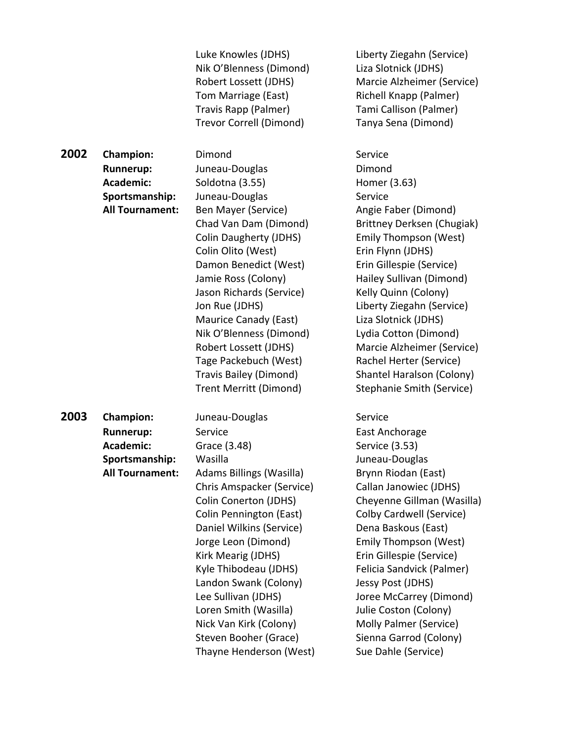| | | | |
|---|---|---|---|
| | | Luke Knowles (JDHS) | Liberty Ziegahn (Service) |
| | | Nik O'Blenness (Dimond) | Liza Slotnick (JDHS) |
| | | Robert Lossett (JDHS) | Marcie Alzheimer (Service) |
| | | Tom Marriage (East) | Richell Knapp (Palmer) |
| | | Travis Rapp (Palmer) | Tami Callison (Palmer) |
| | | Trevor Correll (Dimond) | Tanya Sena (Dimond) |
| **2002** | **Champion:** | Dimond | Service |
| | **Runnerup:** | Juneau-Douglas | Dimond |
| | **Academic:** | Soldotna (3.55) | Homer (3.63) |
| | **Sportsmanship:** | Juneau-Douglas | Service |
| | **All Tournament:** | Ben Mayer (Service) | Angie Faber (Dimond) |
| | | Chad Van Dam (Dimond) | Brittney Derksen (Chugiak) |
| | | Colin Daugherty (JDHS) | Emily Thompson (West) |
| | | Colin Olito (West) | Erin Flynn (JDHS) |
| | | Damon Benedict (West) | Erin Gillespie (Service) |
| | | Jamie Ross (Colony) | Hailey Sullivan (Dimond) |
| | | Jason Richards (Service) | Kelly Quinn (Colony) |
| | | Jon Rue (JDHS) | Liberty Ziegahn (Service) |
| | | Maurice Canady (East) | Liza Slotnick (JDHS) |
| | | Nik O'Blenness (Dimond) | Lydia Cotton (Dimond) |
| | | Robert Lossett (JDHS) | Marcie Alzheimer (Service) |
| | | Tage Packebuch (West) | Rachel Herter (Service) |
| | | Travis Bailey (Dimond) | Shantel Haralson (Colony) |
| | | Trent Merritt (Dimond) | Stephanie Smith (Service) |
| **2003** | **Champion:** | Juneau-Douglas | Service |
| | **Runnerup:** | Service | East Anchorage |
| | **Academic:** | Grace (3.48) | Service (3.53) |
| | **Sportsmanship:** | Wasilla | Juneau-Douglas |
| | **All Tournament:** | Adams Billings (Wasilla) | Brynn Riodan (East) |
| | | Chris Amspacker (Service) | Callan Janowiec (JDHS) |
| | | Colin Conerton (JDHS) | Cheyenne Gillman (Wasilla) |
| | | Colin Pennington (East) | Colby Cardwell (Service) |
| | | Daniel Wilkins (Service) | Dena Baskous (East) |
| | | Jorge Leon (Dimond) | Emily Thompson (West) |
| | | Kirk Mearig (JDHS) | Erin Gillespie (Service) |
| | | Kyle Thibodeau (JDHS) | Felicia Sandvick (Palmer) |
| | | Landon Swank (Colony) | Jessy Post (JDHS) |
| | | Lee Sullivan (JDHS) | Joree McCarrey (Dimond) |
| | | Loren Smith (Wasilla) | Julie Coston (Colony) |
| | | Nick Van Kirk (Colony) | Molly Palmer (Service) |
| | | Steven Booher (Grace) | Sienna Garrod (Colony) |
| | | Thayne Henderson (West) | Sue Dahle (Service) |